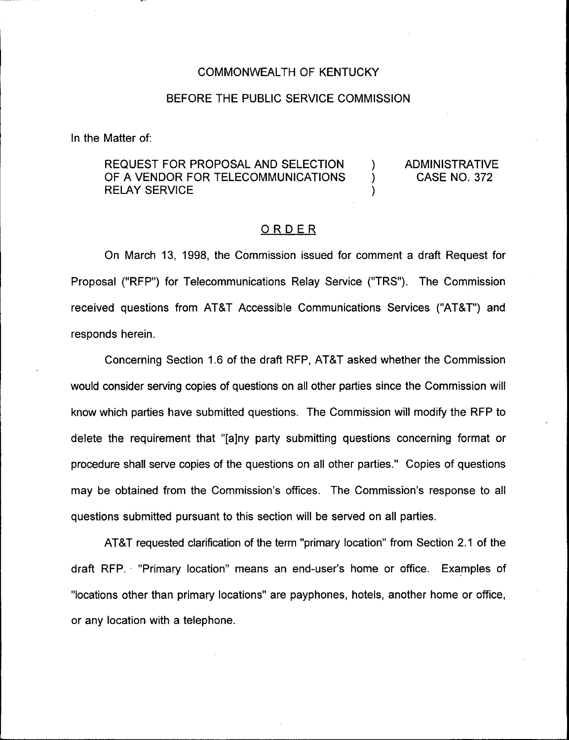COMMONWEALTH OF KENTUCKY

BEFORE THE PUBLIC SERVICE COMMISSION

In the Matter of:

| | | |
|---|---|---|
| REQUEST FOR PROPOSAL AND SELECTION OF A VENDOR FOR TELECOMMUNICATIONS RELAY SERVICE | ) ) ) | ADMINISTRATIVE CASE NO. 372 |

## ORDER

On March 13, 1998, the Commission issued for comment a draft Request for Proposal ("RFP") for Telecommunications Relay Service ("TRS"). The Commission received questions from AT&T Accessible Communications Services ("AT&T") and responds herein.

Concerning Section 1.6 of the draft RFP, AT&T asked whether the Commission would consider serving copies of questions on all other parties since the Commission will know which parties have submitted questions. The Commission will modify the RFP to delete the requirement that "[a]ny party submitting questions concerning format or procedure shall serve copies of the questions on all other parties." Copies of questions may be obtained from the Commission's offices. The Commission's response to all questions submitted pursuant to this section will be served on all parties.

AT&T requested clarification of the term "primary location" from Section 2.1 of the draft RFP. "Primary location" means an end-user's home or office. Examples of "locations other than primary locations" are payphones, hotels, another home or office, or any location with a telephone.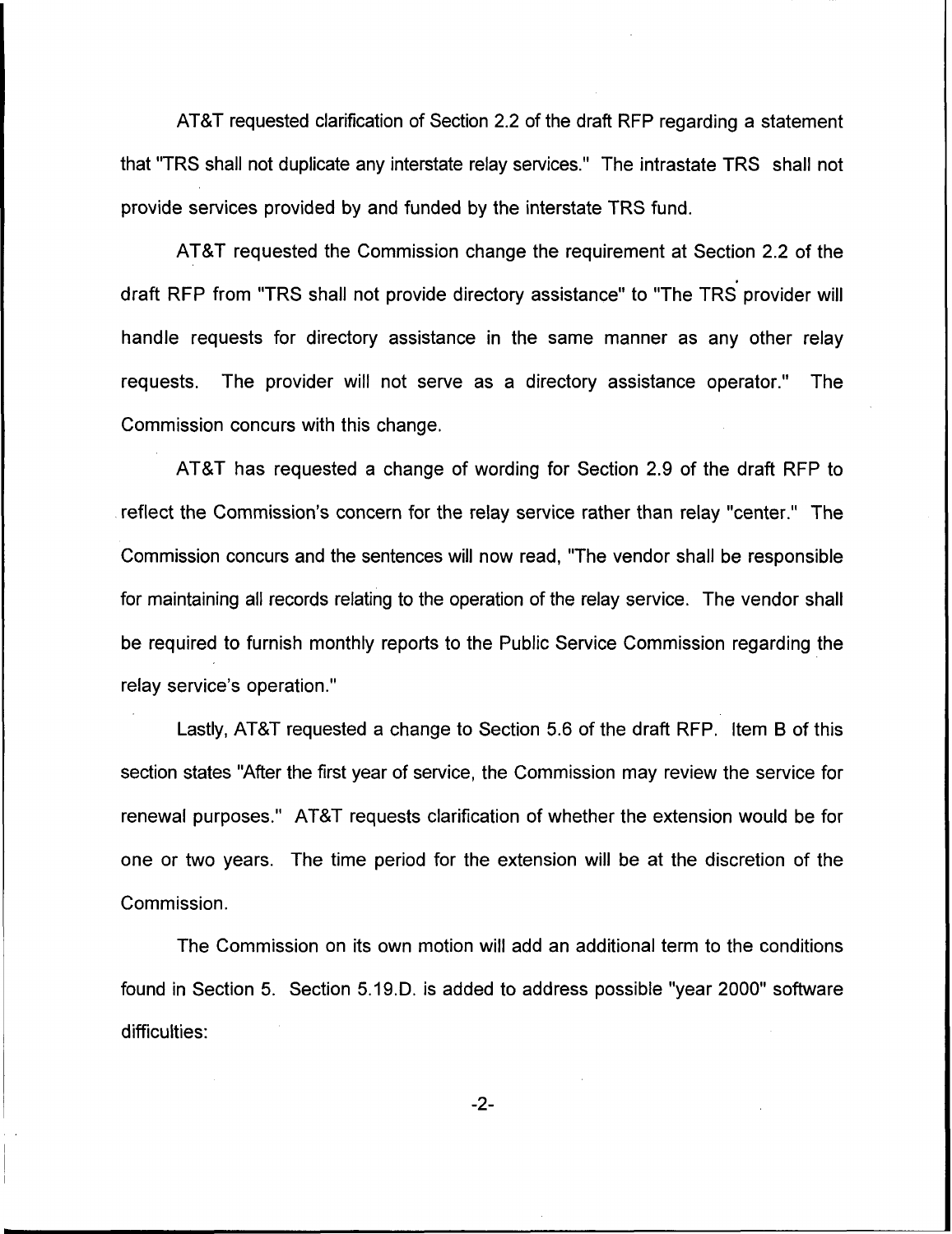AT&T requested clarification of Section 2.2 of the draft RFP regarding a statement that "TRS shall not duplicate any interstate relay services." The intrastate TRS shall not provide services provided by and funded by the interstate TRS fund.

AT&T requested the Commission change the requirement at Section 2.2 of the draft RFP from "TRS shall not provide directory assistance" to "The TRS provider will handle requests for directory assistance in the same manner as any other relay requests. The provider will not serve as a directory assistance operator." The Commission concurs with this change.

AT&T has requested a change of wording for Section 2.9 of the draft RFP to reflect the Commission's concern for the relay service rather than relay "center." The Commission concurs and the sentences will now read, "The vendor shall be responsible for maintaining all records relating to the operation of the relay service. The vendor shall be required to furnish monthly reports to the Public Service Commission regarding the relay service's operation."

Lastly, AT&T requested a change to Section 5.6 of the draft RFP. Item B of this section states "After the first year of service, the Commission may review the service for renewal purposes." AT&T requests clarification of whether the extension would be for one or two years. The time period for the extension will be at the discretion of the Commission.

The Commission on its own motion will add an additional term to the conditions found in Section 5. Section 5.19.D. is added to address possible "year 2000" software difficulties: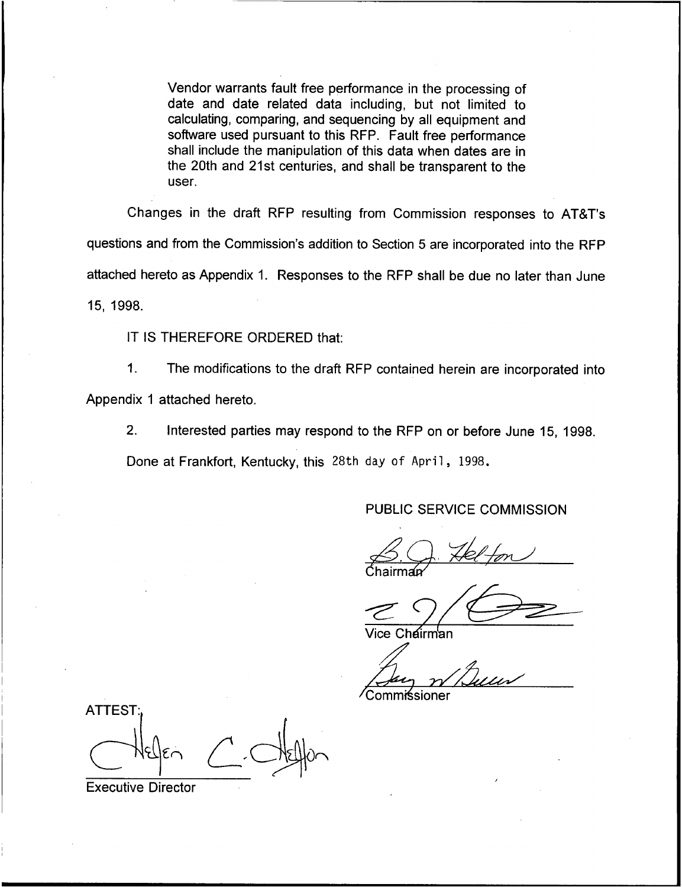> Vendor warrants fault free performance in the processing of date and date related data including, but not limited to calculating, comparing, and sequencing by all equipment and software used pursuant to this RFP. Fault free performance shall include the manipulation of this data when dates are in the 20th and 21st centuries, and shall be transparent to the user.

Changes in the draft RFP resulting from Commission responses to AT&T's questions and from the Commission's addition to Section 5 are incorporated into the RFP attached hereto as Appendix 1. Responses to the RFP shall be due no later than June 15, 1998.

IT IS THEREFORE ORDERED that:

1. The modifications to the draft RFP contained herein are incorporated into Appendix 1 attached hereto.

2. Interested parties may respond to the RFP on or before June 15, 1998.

Done at Frankfort, Kentucky, this 28th day of April, 1998.

PUBLIC SERVICE COMMISSION

Chairman

Vice Chairman

Commissioner

ATTEST:

Executive Director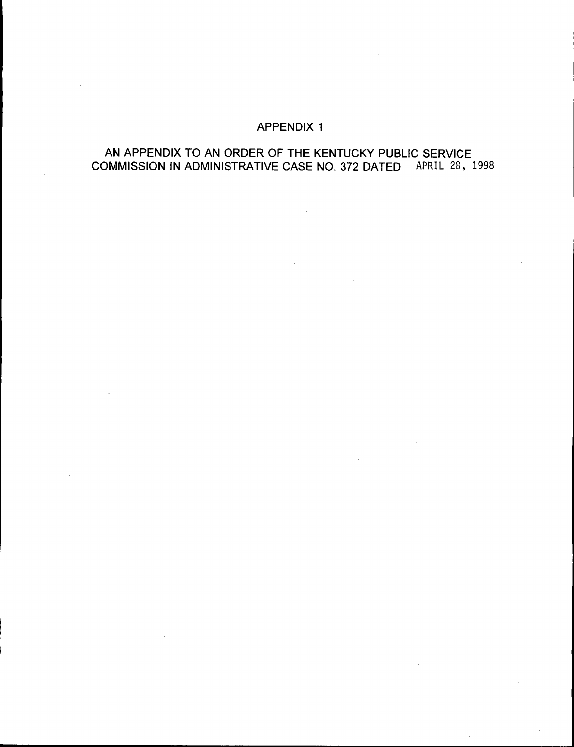# APPENDIX 1

AN APPENDIX TO AN ORDER OF THE KENTUCKY PUBLIC SERVICE COMMISSION IN ADMINISTRATIVE CASE NO. 372 DATED APRIL 28, 1998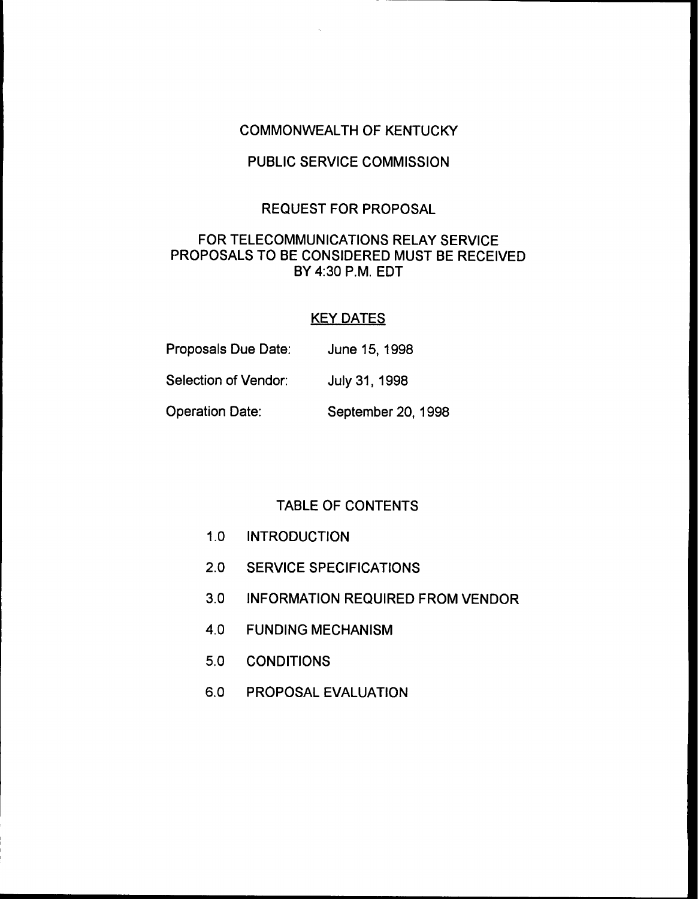COMMONWEALTH OF KENTUCKY

PUBLIC SERVICE COMMISSION

REQUEST FOR PROPOSAL

FOR TELECOMMUNICATIONS RELAY SERVICE
PROPOSALS TO BE CONSIDERED MUST BE RECEIVED
BY 4:30 P.M. EDT

## KEY DATES

| | |
|---|---|
| Proposals Due Date: | June 15, 1998 |
| Selection of Vendor: | July 31, 1998 |
| Operation Date: | September 20, 1998 |

## TABLE OF CONTENTS

1.0 INTRODUCTION

2.0 SERVICE SPECIFICATIONS

3.0 INFORMATION REQUIRED FROM VENDOR

4.0 FUNDING MECHANISM

5.0 CONDITIONS

6.0 PROPOSAL EVALUATION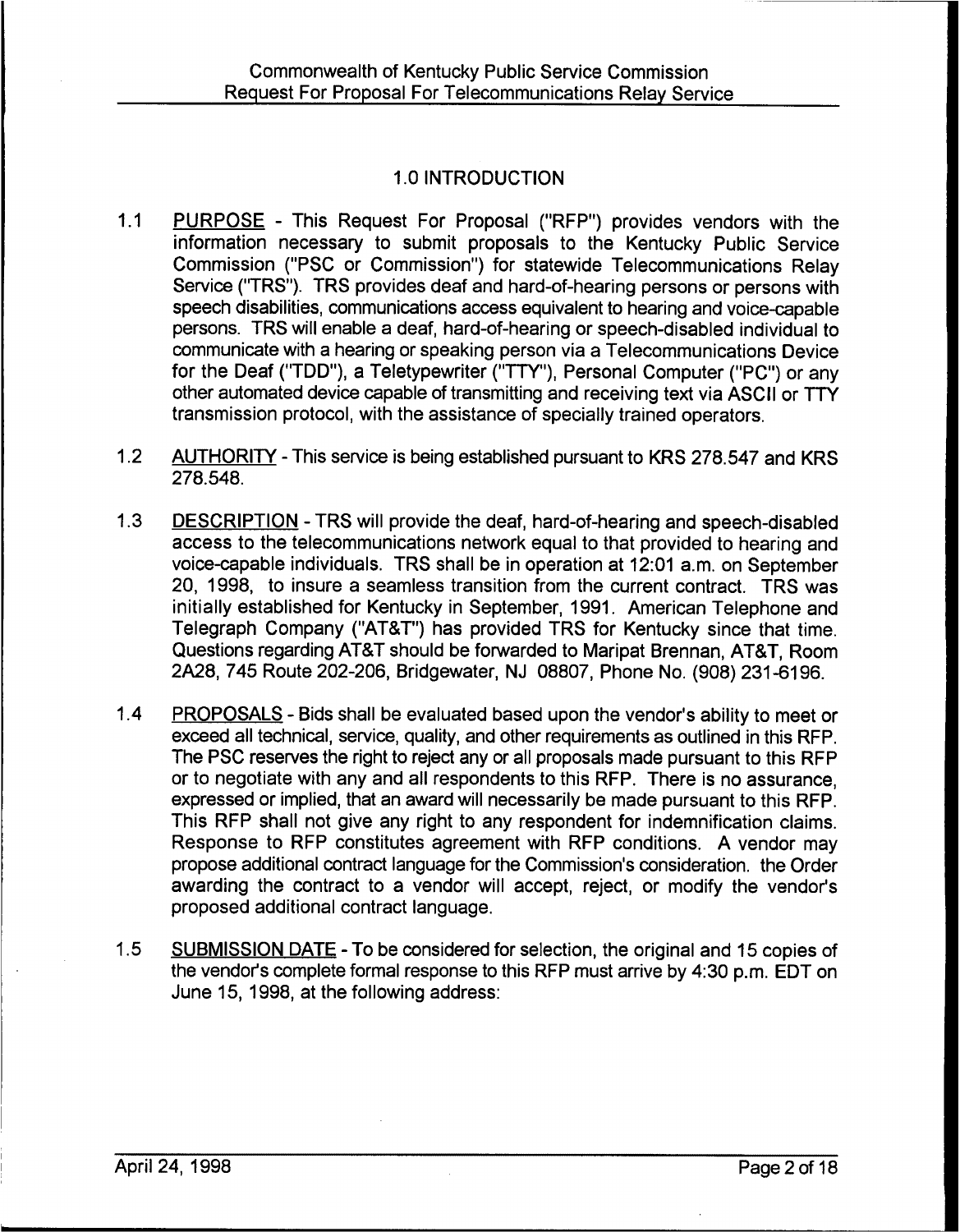## 1.0 INTRODUCTION

1.1 PURPOSE - This Request For Proposal ("RFP") provides vendors with the information necessary to submit proposals to the Kentucky Public Service Commission ("PSC or Commission") for statewide Telecommunications Relay Service ("TRS"). TRS provides deaf and hard-of-hearing persons or persons with speech disabilities, communications access equivalent to hearing and voice-capable persons. TRS will enable a deaf, hard-of-hearing or speech-disabled individual to communicate with a hearing or speaking person via a Telecommunications Device for the Deaf ("TDD"), a Teletypewriter ("TTY"), Personal Computer ("PC") or any other automated device capable of transmitting and receiving text via ASCII or TTY transmission protocol, with the assistance of specially trained operators.

1.2 AUTHORITY - This service is being established pursuant to KRS 278.547 and KRS 278.548.

1.3 DESCRIPTION - TRS will provide the deaf, hard-of-hearing and speech-disabled access to the telecommunications network equal to that provided to hearing and voice-capable individuals. TRS shall be in operation at 12:01 a.m. on September 20, 1998, to insure a seamless transition from the current contract. TRS was initially established for Kentucky in September, 1991. American Telephone and Telegraph Company ("AT&T") has provided TRS for Kentucky since that time. Questions regarding AT&T should be forwarded to Maripat Brennan, AT&T, Room 2A28, 745 Route 202-206, Bridgewater, NJ 08807, Phone No. (908) 231-6196.

1.4 PROPOSALS - Bids shall be evaluated based upon the vendor's ability to meet or exceed all technical, service, quality, and other requirements as outlined in this RFP. The PSC reserves the right to reject any or all proposals made pursuant to this RFP or to negotiate with any and all respondents to this RFP. There is no assurance, expressed or implied, that an award will necessarily be made pursuant to this RFP. This RFP shall not give any right to any respondent for indemnification claims. Response to RFP constitutes agreement with RFP conditions. A vendor may propose additional contract language for the Commission's consideration. the Order awarding the contract to a vendor will accept, reject, or modify the vendor's proposed additional contract language.

1.5 SUBMISSION DATE - To be considered for selection, the original and 15 copies of the vendor's complete formal response to this RFP must arrive by 4:30 p.m. EDT on June 15, 1998, at the following address: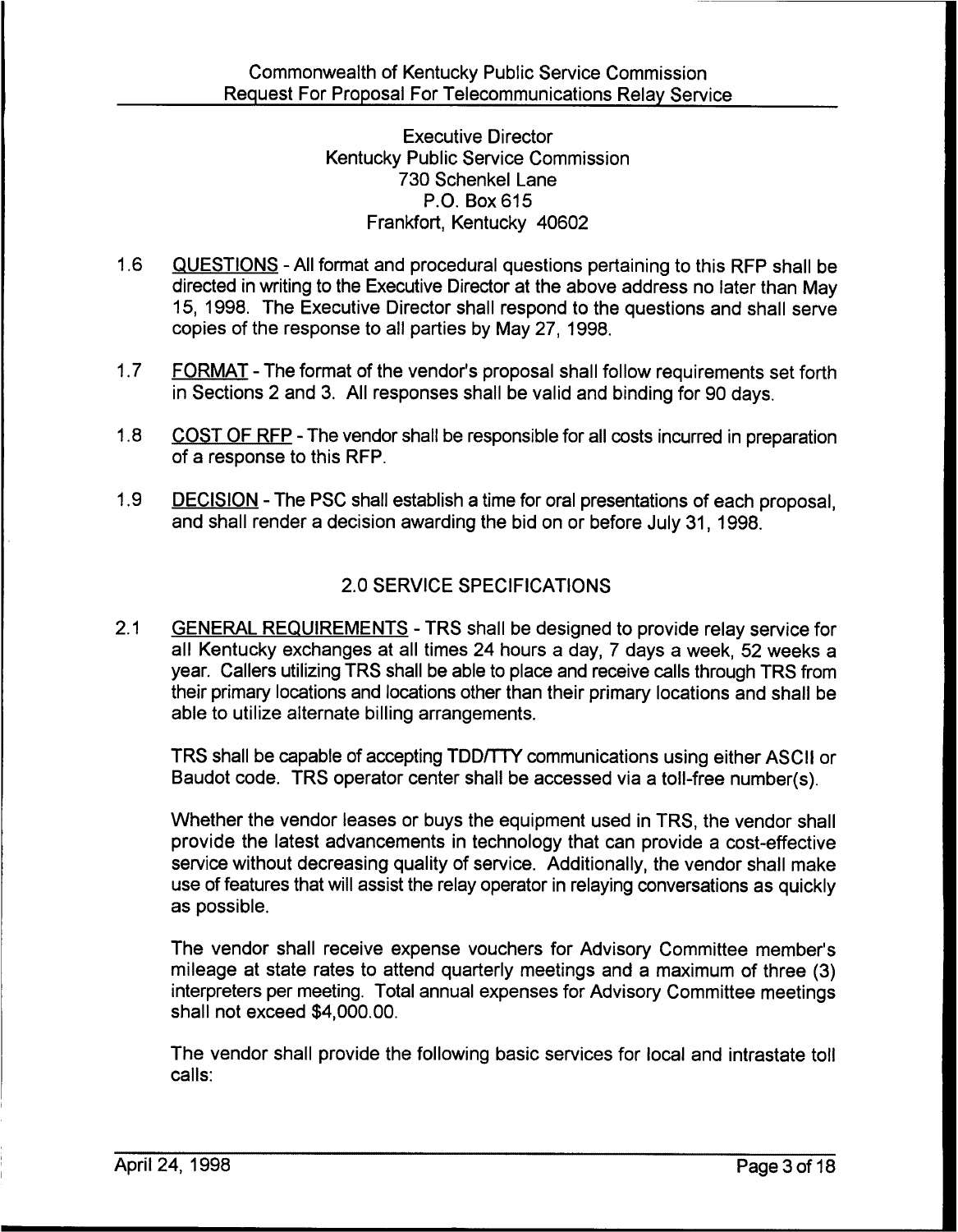Executive Director
Kentucky Public Service Commission
730 Schenkel Lane
P.O. Box 615
Frankfort, Kentucky 40602

1.6 QUESTIONS - All format and procedural questions pertaining to this RFP shall be directed in writing to the Executive Director at the above address no later than May 15, 1998. The Executive Director shall respond to the questions and shall serve copies of the response to all parties by May 27, 1998.

1.7 FORMAT - The format of the vendor's proposal shall follow requirements set forth in Sections 2 and 3. All responses shall be valid and binding for 90 days.

1.8 COST OF RFP - The vendor shall be responsible for all costs incurred in preparation of a response to this RFP.

1.9 DECISION - The PSC shall establish a time for oral presentations of each proposal, and shall render a decision awarding the bid on or before July 31, 1998.

## 2.0 SERVICE SPECIFICATIONS

2.1 GENERAL REQUIREMENTS - TRS shall be designed to provide relay service for all Kentucky exchanges at all times 24 hours a day, 7 days a week, 52 weeks a year. Callers utilizing TRS shall be able to place and receive calls through TRS from their primary locations and locations other than their primary locations and shall be able to utilize alternate billing arrangements.

TRS shall be capable of accepting TDD/TTY communications using either ASCII or Baudot code. TRS operator center shall be accessed via a toll-free number(s).

Whether the vendor leases or buys the equipment used in TRS, the vendor shall provide the latest advancements in technology that can provide a cost-effective service without decreasing quality of service. Additionally, the vendor shall make use of features that will assist the relay operator in relaying conversations as quickly as possible.

The vendor shall receive expense vouchers for Advisory Committee member's mileage at state rates to attend quarterly meetings and a maximum of three (3) interpreters per meeting. Total annual expenses for Advisory Committee meetings shall not exceed $4,000.00.

The vendor shall provide the following basic services for local and intrastate toll calls: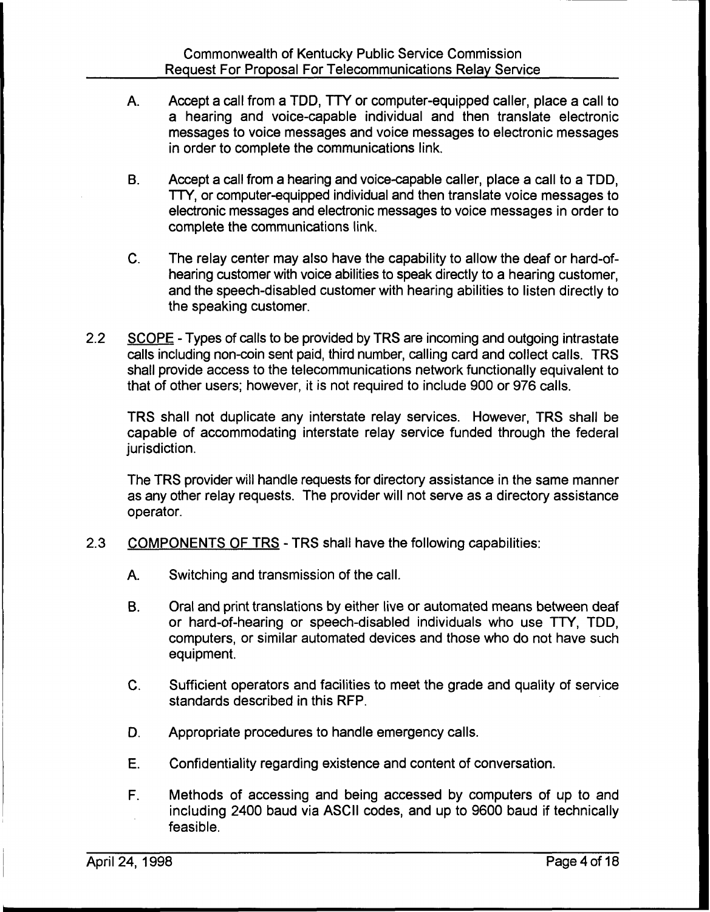A. Accept a call from a TDD, TTY or computer-equipped caller, place a call to a hearing and voice-capable individual and then translate electronic messages to voice messages and voice messages to electronic messages in order to complete the communications link.

B. Accept a call from a hearing and voice-capable caller, place a call to a TDD, TTY, or computer-equipped individual and then translate voice messages to electronic messages and electronic messages to voice messages in order to complete the communications link.

C. The relay center may also have the capability to allow the deaf or hard-of-hearing customer with voice abilities to speak directly to a hearing customer, and the speech-disabled customer with hearing abilities to listen directly to the speaking customer.

2.2 SCOPE - Types of calls to be provided by TRS are incoming and outgoing intrastate calls including non-coin sent paid, third number, calling card and collect calls. TRS shall provide access to the telecommunications network functionally equivalent to that of other users; however, it is not required to include 900 or 976 calls.

TRS shall not duplicate any interstate relay services. However, TRS shall be capable of accommodating interstate relay service funded through the federal jurisdiction.

The TRS provider will handle requests for directory assistance in the same manner as any other relay requests. The provider will not serve as a directory assistance operator.

2.3 COMPONENTS OF TRS - TRS shall have the following capabilities:

A. Switching and transmission of the call.

B. Oral and print translations by either live or automated means between deaf or hard-of-hearing or speech-disabled individuals who use TTY, TDD, computers, or similar automated devices and those who do not have such equipment.

C. Sufficient operators and facilities to meet the grade and quality of service standards described in this RFP.

D. Appropriate procedures to handle emergency calls.

E. Confidentiality regarding existence and content of conversation.

F. Methods of accessing and being accessed by computers of up to and including 2400 baud via ASCII codes, and up to 9600 baud if technically feasible.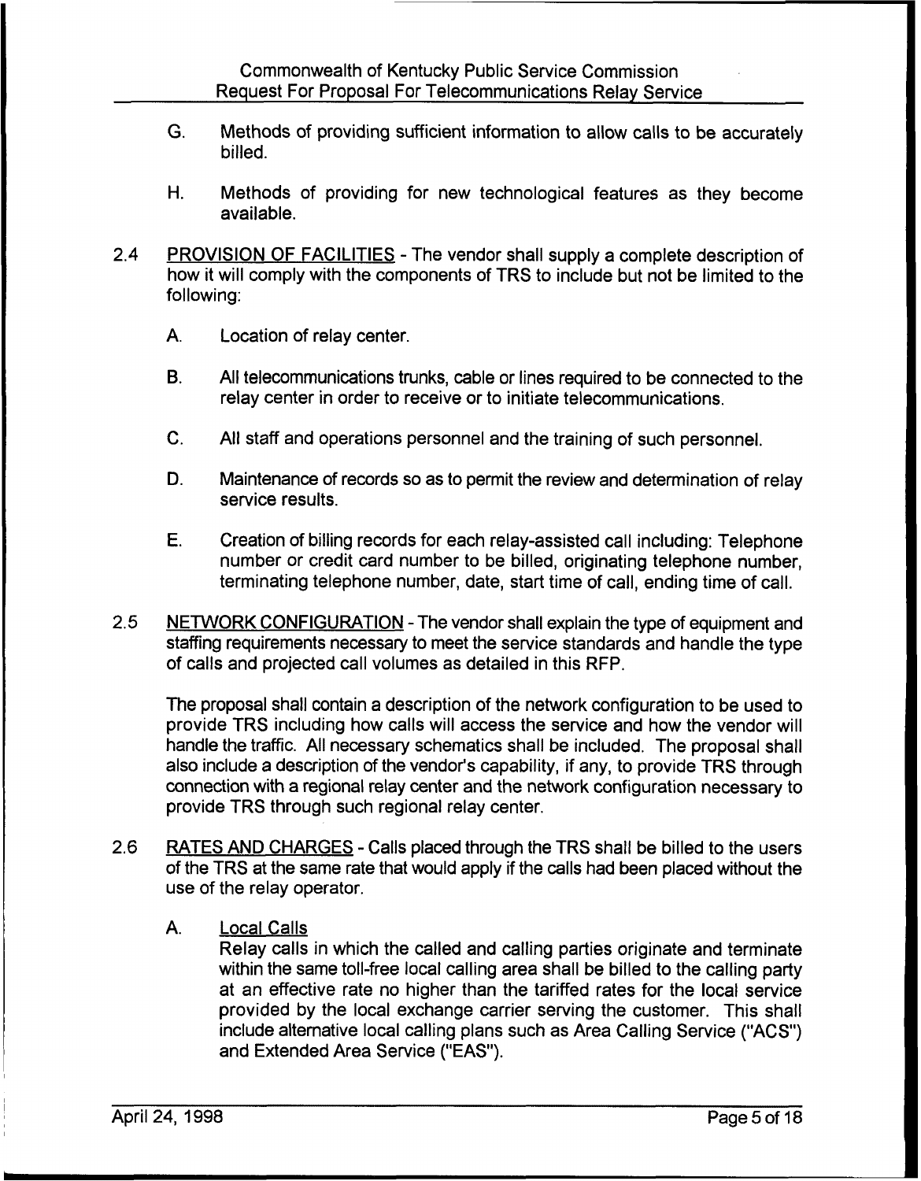G. Methods of providing sufficient information to allow calls to be accurately billed.

H. Methods of providing for new technological features as they become available.

2.4 PROVISION OF FACILITIES - The vendor shall supply a complete description of how it will comply with the components of TRS to include but not be limited to the following:

A. Location of relay center.

B. All telecommunications trunks, cable or lines required to be connected to the relay center in order to receive or to initiate telecommunications.

C. All staff and operations personnel and the training of such personnel.

D. Maintenance of records so as to permit the review and determination of relay service results.

E. Creation of billing records for each relay-assisted call including: Telephone number or credit card number to be billed, originating telephone number, terminating telephone number, date, start time of call, ending time of call.

2.5 NETWORK CONFIGURATION - The vendor shall explain the type of equipment and staffing requirements necessary to meet the service standards and handle the type of calls and projected call volumes as detailed in this RFP.

The proposal shall contain a description of the network configuration to be used to provide TRS including how calls will access the service and how the vendor will handle the traffic. All necessary schematics shall be included. The proposal shall also include a description of the vendor's capability, if any, to provide TRS through connection with a regional relay center and the network configuration necessary to provide TRS through such regional relay center.

2.6 RATES AND CHARGES - Calls placed through the TRS shall be billed to the users of the TRS at the same rate that would apply if the calls had been placed without the use of the relay operator.

A. Local Calls

Relay calls in which the called and calling parties originate and terminate within the same toll-free local calling area shall be billed to the calling party at an effective rate no higher than the tariffed rates for the local service provided by the local exchange carrier serving the customer. This shall include alternative local calling plans such as Area Calling Service ("ACS") and Extended Area Service ("EAS").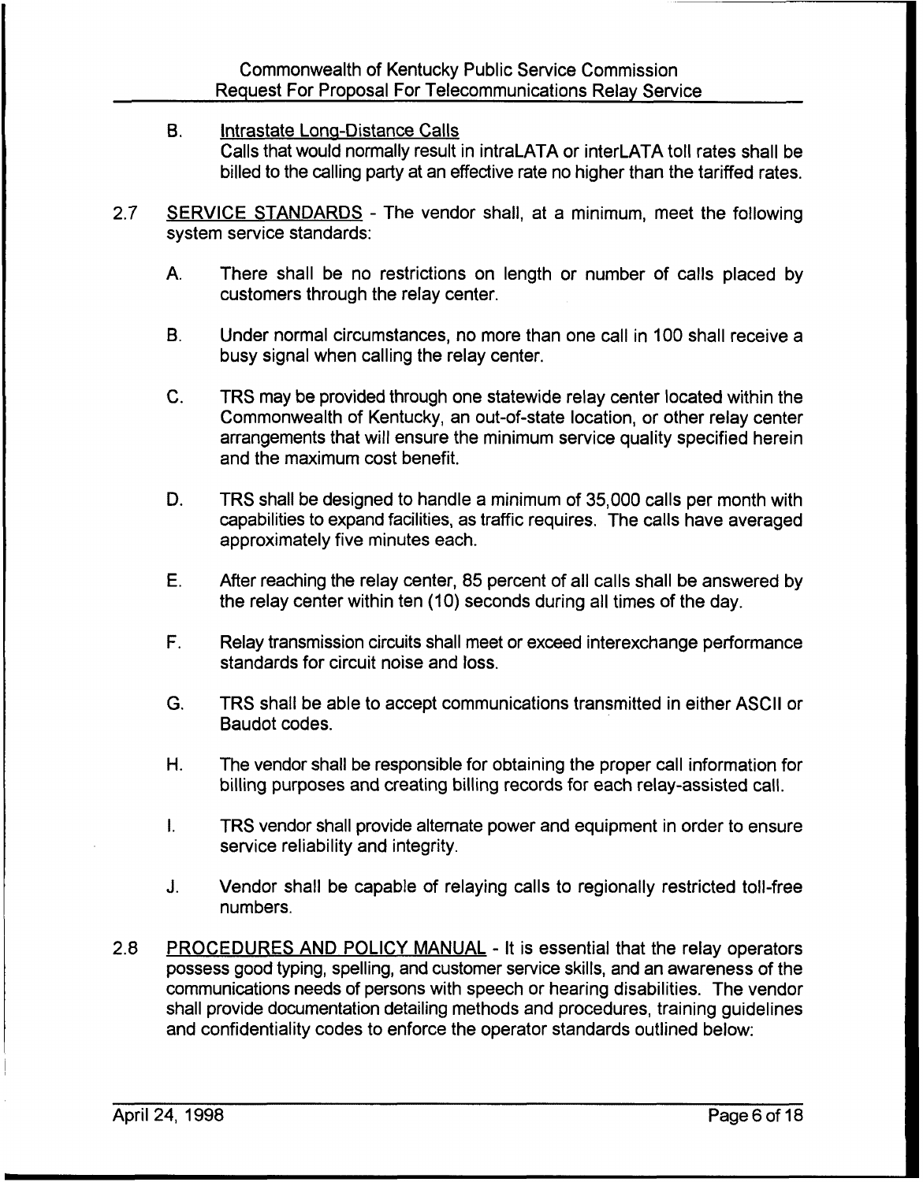B. <u>Intrastate Long-Distance Calls</u>
Calls that would normally result in intraLATA or interLATA toll rates shall be billed to the calling party at an effective rate no higher than the tariffed rates.

2.7 <u>SERVICE STANDARDS</u> - The vendor shall, at a minimum, meet the following system service standards:

A. There shall be no restrictions on length or number of calls placed by customers through the relay center.

B. Under normal circumstances, no more than one call in 100 shall receive a busy signal when calling the relay center.

C. TRS may be provided through one statewide relay center located within the Commonwealth of Kentucky, an out-of-state location, or other relay center arrangements that will ensure the minimum service quality specified herein and the maximum cost benefit.

D. TRS shall be designed to handle a minimum of 35,000 calls per month with capabilities to expand facilities, as traffic requires. The calls have averaged approximately five minutes each.

E. After reaching the relay center, 85 percent of all calls shall be answered by the relay center within ten (10) seconds during all times of the day.

F. Relay transmission circuits shall meet or exceed interexchange performance standards for circuit noise and loss.

G. TRS shall be able to accept communications transmitted in either ASCII or Baudot codes.

H. The vendor shall be responsible for obtaining the proper call information for billing purposes and creating billing records for each relay-assisted call.

I. TRS vendor shall provide alternate power and equipment in order to ensure service reliability and integrity.

J. Vendor shall be capable of relaying calls to regionally restricted toll-free numbers.

2.8 <u>PROCEDURES AND POLICY MANUAL</u> - It is essential that the relay operators possess good typing, spelling, and customer service skills, and an awareness of the communications needs of persons with speech or hearing disabilities. The vendor shall provide documentation detailing methods and procedures, training guidelines and confidentiality codes to enforce the operator standards outlined below: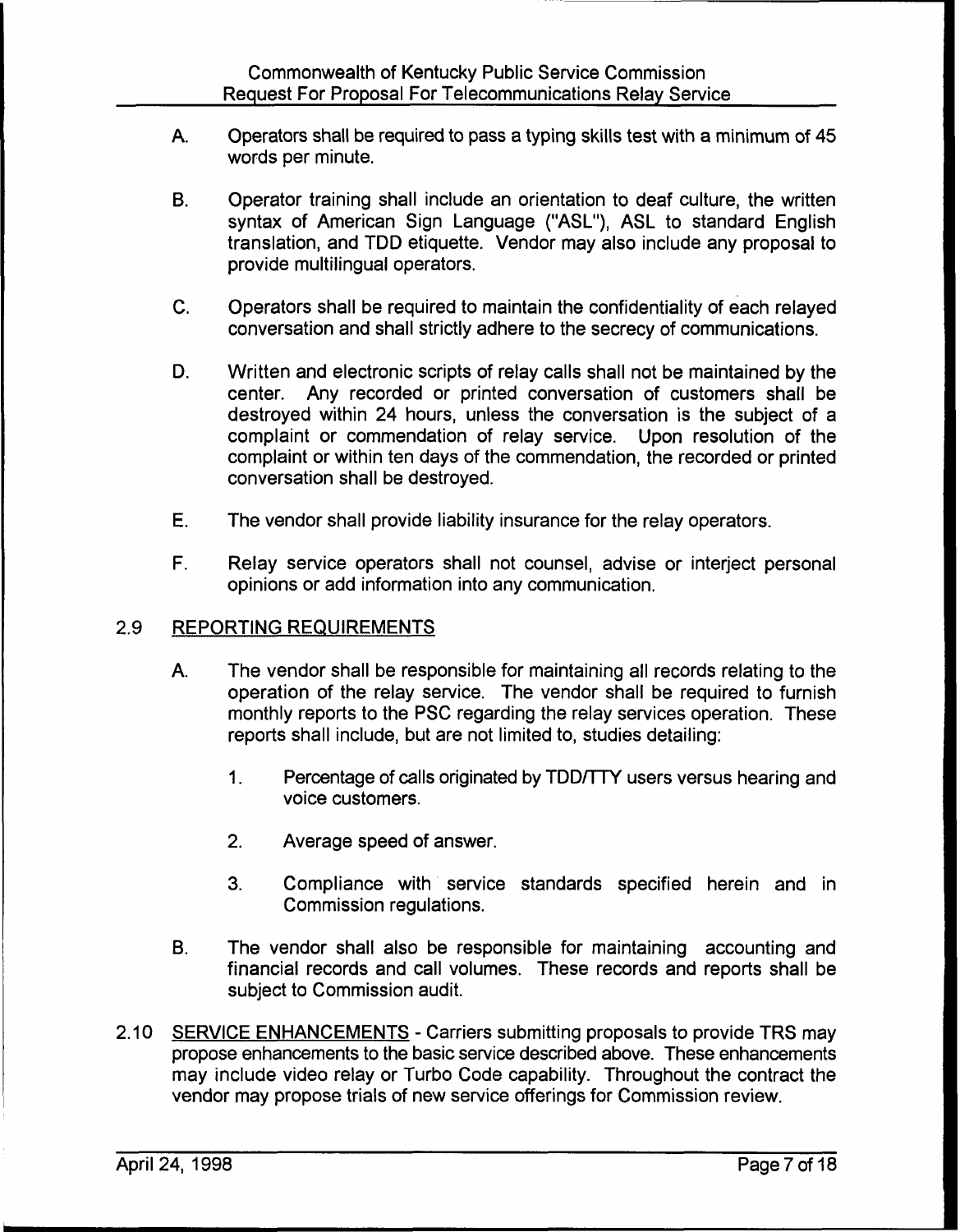A. Operators shall be required to pass a typing skills test with a minimum of 45 words per minute.

B. Operator training shall include an orientation to deaf culture, the written syntax of American Sign Language ("ASL"), ASL to standard English translation, and TDD etiquette. Vendor may also include any proposal to provide multilingual operators.

C. Operators shall be required to maintain the confidentiality of each relayed conversation and shall strictly adhere to the secrecy of communications.

D. Written and electronic scripts of relay calls shall not be maintained by the center. Any recorded or printed conversation of customers shall be destroyed within 24 hours, unless the conversation is the subject of a complaint or commendation of relay service. Upon resolution of the complaint or within ten days of the commendation, the recorded or printed conversation shall be destroyed.

E. The vendor shall provide liability insurance for the relay operators.

F. Relay service operators shall not counsel, advise or interject personal opinions or add information into any communication.

## 2.9 REPORTING REQUIREMENTS

A. The vendor shall be responsible for maintaining all records relating to the operation of the relay service. The vendor shall be required to furnish monthly reports to the PSC regarding the relay services operation. These reports shall include, but are not limited to, studies detailing:

1. Percentage of calls originated by TDD/TTY users versus hearing and voice customers.

2. Average speed of answer.

3. Compliance with service standards specified herein and in Commission regulations.

B. The vendor shall also be responsible for maintaining accounting and financial records and call volumes. These records and reports shall be subject to Commission audit.

2.10 SERVICE ENHANCEMENTS - Carriers submitting proposals to provide TRS may propose enhancements to the basic service described above. These enhancements may include video relay or Turbo Code capability. Throughout the contract the vendor may propose trials of new service offerings for Commission review.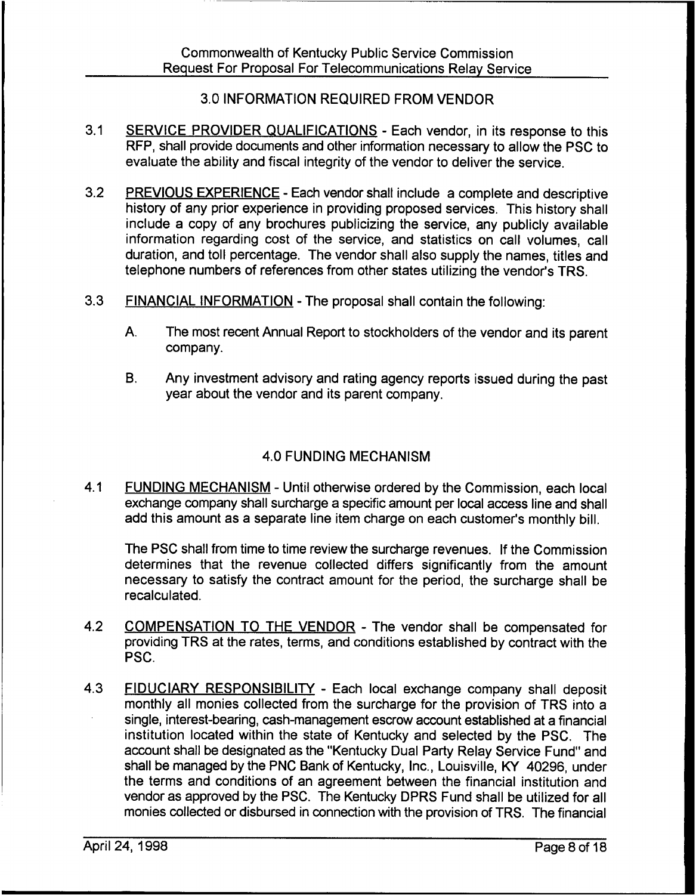## 3.0 INFORMATION REQUIRED FROM VENDOR

3.1 SERVICE PROVIDER QUALIFICATIONS - Each vendor, in its response to this RFP, shall provide documents and other information necessary to allow the PSC to evaluate the ability and fiscal integrity of the vendor to deliver the service.

3.2 PREVIOUS EXPERIENCE - Each vendor shall include a complete and descriptive history of any prior experience in providing proposed services. This history shall include a copy of any brochures publicizing the service, any publicly available information regarding cost of the service, and statistics on call volumes, call duration, and toll percentage. The vendor shall also supply the names, titles and telephone numbers of references from other states utilizing the vendor's TRS.

3.3 FINANCIAL INFORMATION - The proposal shall contain the following:

A. The most recent Annual Report to stockholders of the vendor and its parent company.

B. Any investment advisory and rating agency reports issued during the past year about the vendor and its parent company.

## 4.0 FUNDING MECHANISM

4.1 FUNDING MECHANISM - Until otherwise ordered by the Commission, each local exchange company shall surcharge a specific amount per local access line and shall add this amount as a separate line item charge on each customer's monthly bill.

The PSC shall from time to time review the surcharge revenues. If the Commission determines that the revenue collected differs significantly from the amount necessary to satisfy the contract amount for the period, the surcharge shall be recalculated.

4.2 COMPENSATION TO THE VENDOR - The vendor shall be compensated for providing TRS at the rates, terms, and conditions established by contract with the PSC.

4.3 FIDUCIARY RESPONSIBILITY - Each local exchange company shall deposit monthly all monies collected from the surcharge for the provision of TRS into a single, interest-bearing, cash-management escrow account established at a financial institution located within the state of Kentucky and selected by the PSC. The account shall be designated as the "Kentucky Dual Party Relay Service Fund" and shall be managed by the PNC Bank of Kentucky, Inc., Louisville, KY 40296, under the terms and conditions of an agreement between the financial institution and vendor as approved by the PSC. The Kentucky DPRS Fund shall be utilized for all monies collected or disbursed in connection with the provision of TRS. The financial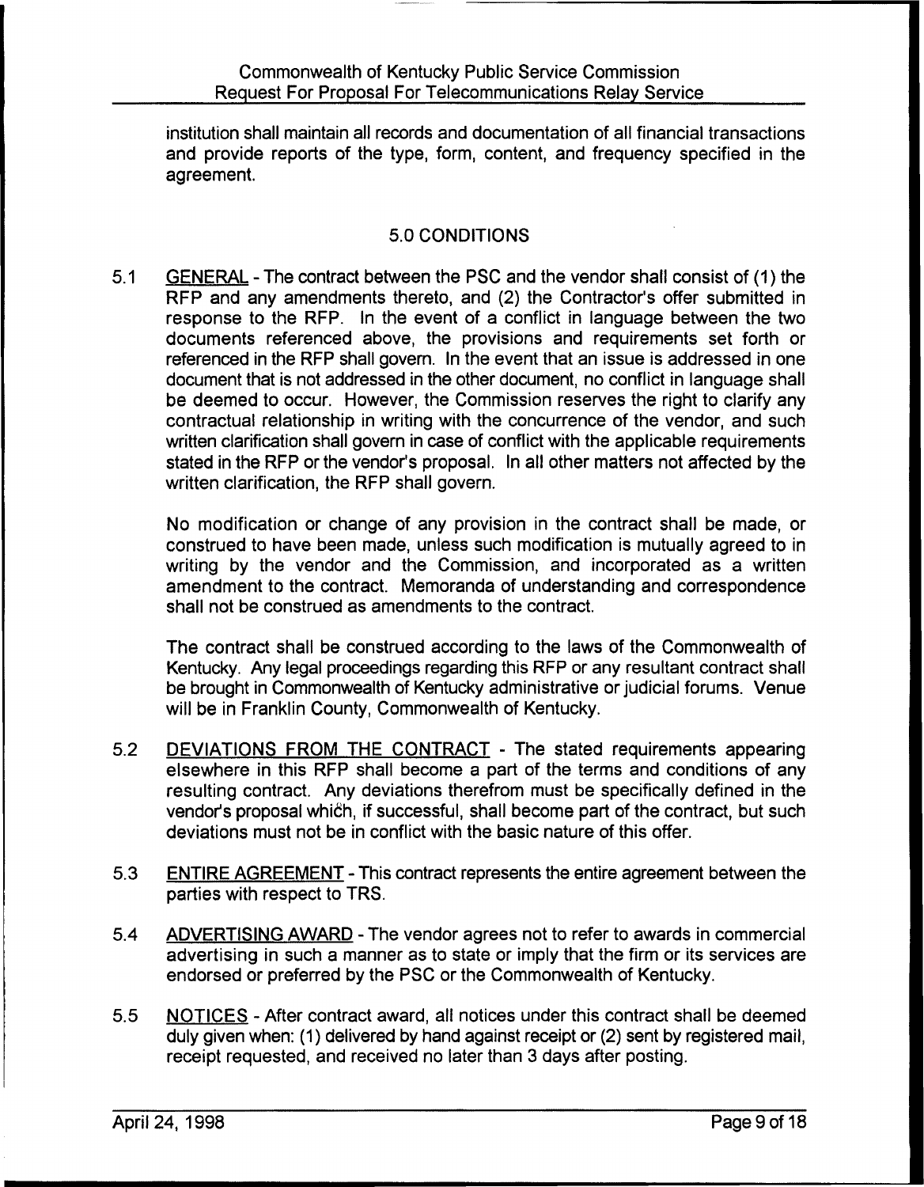institution shall maintain all records and documentation of all financial transactions and provide reports of the type, form, content, and frequency specified in the agreement.

## 5.0 CONDITIONS

5.1 GENERAL - The contract between the PSC and the vendor shall consist of (1) the RFP and any amendments thereto, and (2) the Contractor's offer submitted in response to the RFP. In the event of a conflict in language between the two documents referenced above, the provisions and requirements set forth or referenced in the RFP shall govern. In the event that an issue is addressed in one document that is not addressed in the other document, no conflict in language shall be deemed to occur. However, the Commission reserves the right to clarify any contractual relationship in writing with the concurrence of the vendor, and such written clarification shall govern in case of conflict with the applicable requirements stated in the RFP or the vendor's proposal. In all other matters not affected by the written clarification, the RFP shall govern.

No modification or change of any provision in the contract shall be made, or construed to have been made, unless such modification is mutually agreed to in writing by the vendor and the Commission, and incorporated as a written amendment to the contract. Memoranda of understanding and correspondence shall not be construed as amendments to the contract.

The contract shall be construed according to the laws of the Commonwealth of Kentucky. Any legal proceedings regarding this RFP or any resultant contract shall be brought in Commonwealth of Kentucky administrative or judicial forums. Venue will be in Franklin County, Commonwealth of Kentucky.

5.2 DEVIATIONS FROM THE CONTRACT - The stated requirements appearing elsewhere in this RFP shall become a part of the terms and conditions of any resulting contract. Any deviations therefrom must be specifically defined in the vendor's proposal which, if successful, shall become part of the contract, but such deviations must not be in conflict with the basic nature of this offer.

5.3 ENTIRE AGREEMENT - This contract represents the entire agreement between the parties with respect to TRS.

5.4 ADVERTISING AWARD - The vendor agrees not to refer to awards in commercial advertising in such a manner as to state or imply that the firm or its services are endorsed or preferred by the PSC or the Commonwealth of Kentucky.

5.5 NOTICES - After contract award, all notices under this contract shall be deemed duly given when: (1) delivered by hand against receipt or (2) sent by registered mail, receipt requested, and received no later than 3 days after posting.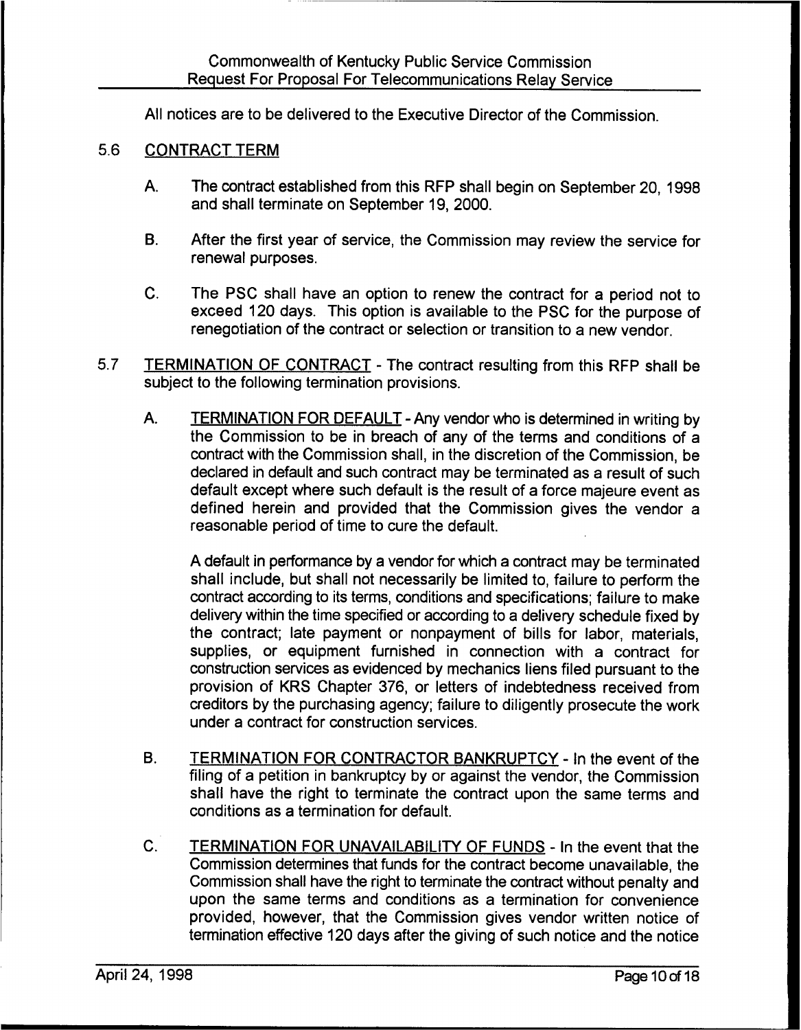All notices are to be delivered to the Executive Director of the Commission.

## 5.6 CONTRACT TERM

A. The contract established from this RFP shall begin on September 20, 1998 and shall terminate on September 19, 2000.

B. After the first year of service, the Commission may review the service for renewal purposes.

C. The PSC shall have an option to renew the contract for a period not to exceed 120 days. This option is available to the PSC for the purpose of renegotiation of the contract or selection or transition to a new vendor.

## 5.7 TERMINATION OF CONTRACT - The contract resulting from this RFP shall be subject to the following termination provisions.

A. TERMINATION FOR DEFAULT - Any vendor who is determined in writing by the Commission to be in breach of any of the terms and conditions of a contract with the Commission shall, in the discretion of the Commission, be declared in default and such contract may be terminated as a result of such default except where such default is the result of a force majeure event as defined herein and provided that the Commission gives the vendor a reasonable period of time to cure the default.

A default in performance by a vendor for which a contract may be terminated shall include, but shall not necessarily be limited to, failure to perform the contract according to its terms, conditions and specifications; failure to make delivery within the time specified or according to a delivery schedule fixed by the contract; late payment or nonpayment of bills for labor, materials, supplies, or equipment furnished in connection with a contract for construction services as evidenced by mechanics liens filed pursuant to the provision of KRS Chapter 376, or letters of indebtedness received from creditors by the purchasing agency; failure to diligently prosecute the work under a contract for construction services.

B. TERMINATION FOR CONTRACTOR BANKRUPTCY - In the event of the filing of a petition in bankruptcy by or against the vendor, the Commission shall have the right to terminate the contract upon the same terms and conditions as a termination for default.

C. TERMINATION FOR UNAVAILABILITY OF FUNDS - In the event that the Commission determines that funds for the contract become unavailable, the Commission shall have the right to terminate the contract without penalty and upon the same terms and conditions as a termination for convenience provided, however, that the Commission gives vendor written notice of termination effective 120 days after the giving of such notice and the notice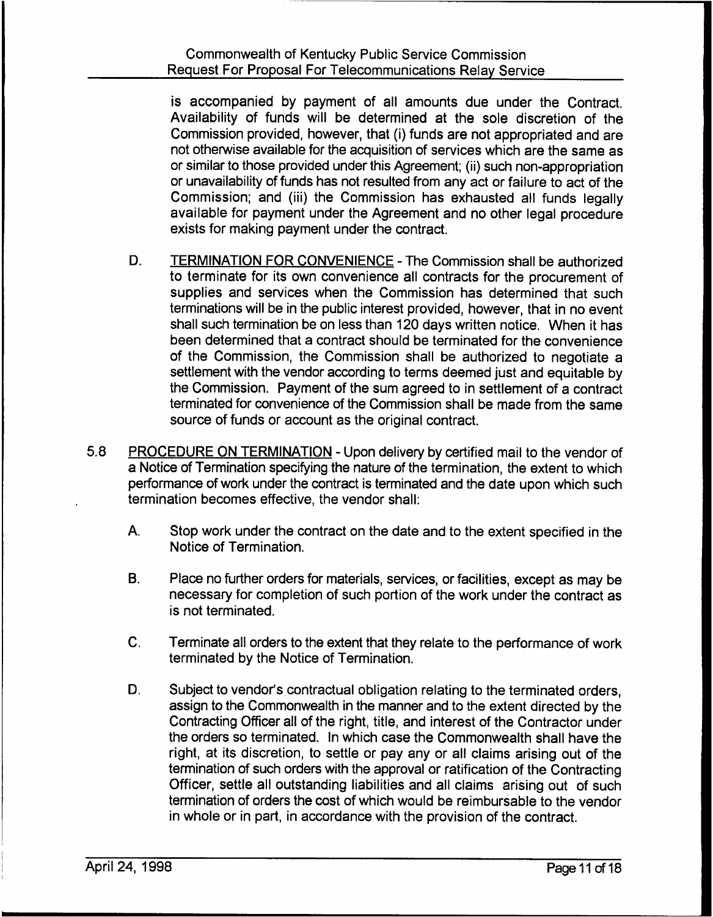is accompanied by payment of all amounts due under the Contract. Availability of funds will be determined at the sole discretion of the Commission provided, however, that (i) funds are not appropriated and are not otherwise available for the acquisition of services which are the same as or similar to those provided under this Agreement; (ii) such non-appropriation or unavailability of funds has not resulted from any act or failure to act of the Commission; and (iii) the Commission has exhausted all funds legally available for payment under the Agreement and no other legal procedure exists for making payment under the contract.

D. TERMINATION FOR CONVENIENCE - The Commission shall be authorized to terminate for its own convenience all contracts for the procurement of supplies and services when the Commission has determined that such terminations will be in the public interest provided, however, that in no event shall such termination be on less than 120 days written notice. When it has been determined that a contract should be terminated for the convenience of the Commission, the Commission shall be authorized to negotiate a settlement with the vendor according to terms deemed just and equitable by the Commission. Payment of the sum agreed to in settlement of a contract terminated for convenience of the Commission shall be made from the same source of funds or account as the original contract.

5.8 PROCEDURE ON TERMINATION - Upon delivery by certified mail to the vendor of a Notice of Termination specifying the nature of the termination, the extent to which performance of work under the contract is terminated and the date upon which such termination becomes effective, the vendor shall:

A. Stop work under the contract on the date and to the extent specified in the Notice of Termination.

B. Place no further orders for materials, services, or facilities, except as may be necessary for completion of such portion of the work under the contract as is not terminated.

C. Terminate all orders to the extent that they relate to the performance of work terminated by the Notice of Termination.

D. Subject to vendor's contractual obligation relating to the terminated orders, assign to the Commonwealth in the manner and to the extent directed by the Contracting Officer all of the right, title, and interest of the Contractor under the orders so terminated. In which case the Commonwealth shall have the right, at its discretion, to settle or pay any or all claims arising out of the termination of such orders with the approval or ratification of the Contracting Officer, settle all outstanding liabilities and all claims arising out of such termination of orders the cost of which would be reimbursable to the vendor in whole or in part, in accordance with the provision of the contract.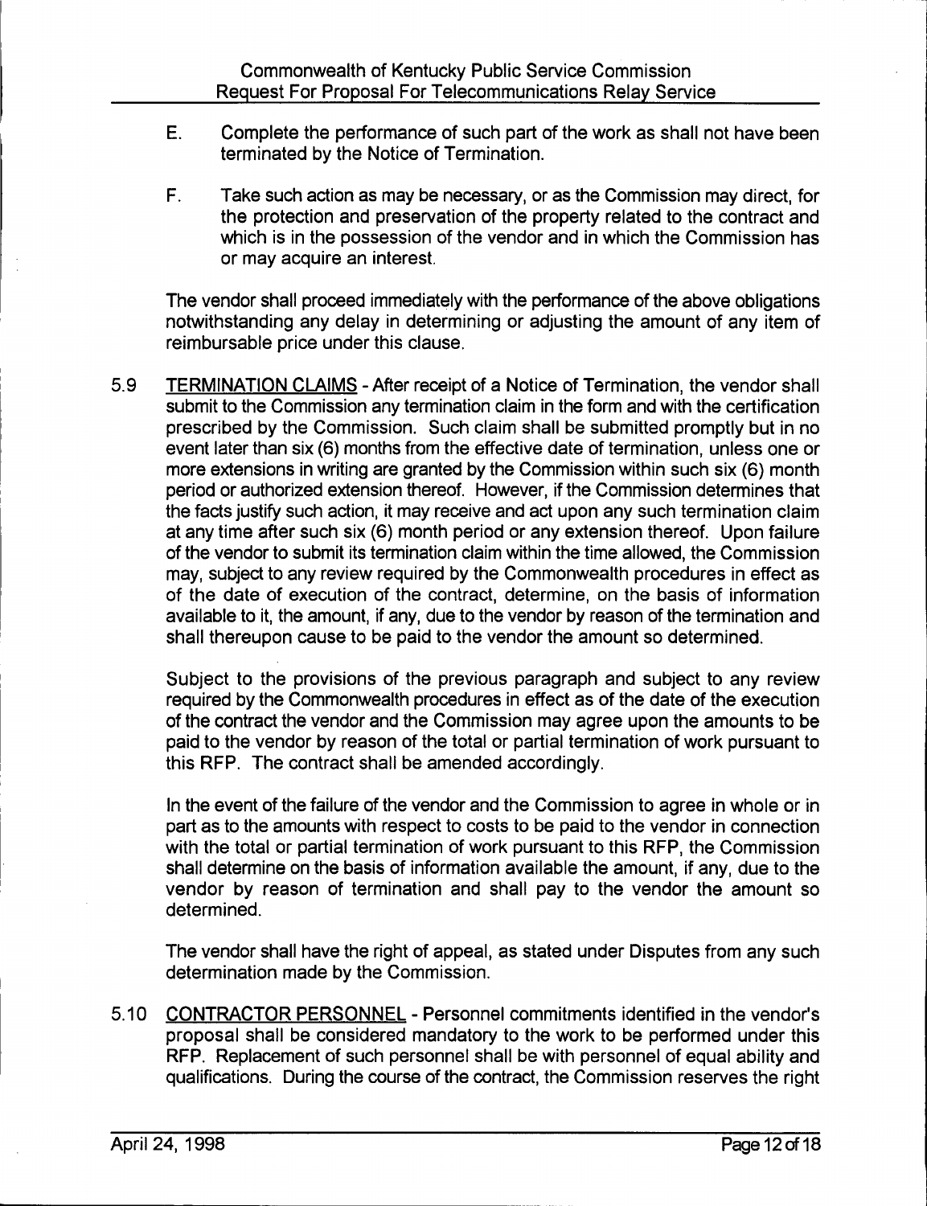E. Complete the performance of such part of the work as shall not have been terminated by the Notice of Termination.

F. Take such action as may be necessary, or as the Commission may direct, for the protection and preservation of the property related to the contract and which is in the possession of the vendor and in which the Commission has or may acquire an interest.

The vendor shall proceed immediately with the performance of the above obligations notwithstanding any delay in determining or adjusting the amount of any item of reimbursable price under this clause.

5.9 TERMINATION CLAIMS - After receipt of a Notice of Termination, the vendor shall submit to the Commission any termination claim in the form and with the certification prescribed by the Commission. Such claim shall be submitted promptly but in no event later than six (6) months from the effective date of termination, unless one or more extensions in writing are granted by the Commission within such six (6) month period or authorized extension thereof. However, if the Commission determines that the facts justify such action, it may receive and act upon any such termination claim at any time after such six (6) month period or any extension thereof. Upon failure of the vendor to submit its termination claim within the time allowed, the Commission may, subject to any review required by the Commonwealth procedures in effect as of the date of execution of the contract, determine, on the basis of information available to it, the amount, if any, due to the vendor by reason of the termination and shall thereupon cause to be paid to the vendor the amount so determined.

Subject to the provisions of the previous paragraph and subject to any review required by the Commonwealth procedures in effect as of the date of the execution of the contract the vendor and the Commission may agree upon the amounts to be paid to the vendor by reason of the total or partial termination of work pursuant to this RFP. The contract shall be amended accordingly.

In the event of the failure of the vendor and the Commission to agree in whole or in part as to the amounts with respect to costs to be paid to the vendor in connection with the total or partial termination of work pursuant to this RFP, the Commission shall determine on the basis of information available the amount, if any, due to the vendor by reason of termination and shall pay to the vendor the amount so determined.

The vendor shall have the right of appeal, as stated under Disputes from any such determination made by the Commission.

5.10 CONTRACTOR PERSONNEL - Personnel commitments identified in the vendor's proposal shall be considered mandatory to the work to be performed under this RFP. Replacement of such personnel shall be with personnel of equal ability and qualifications. During the course of the contract, the Commission reserves the right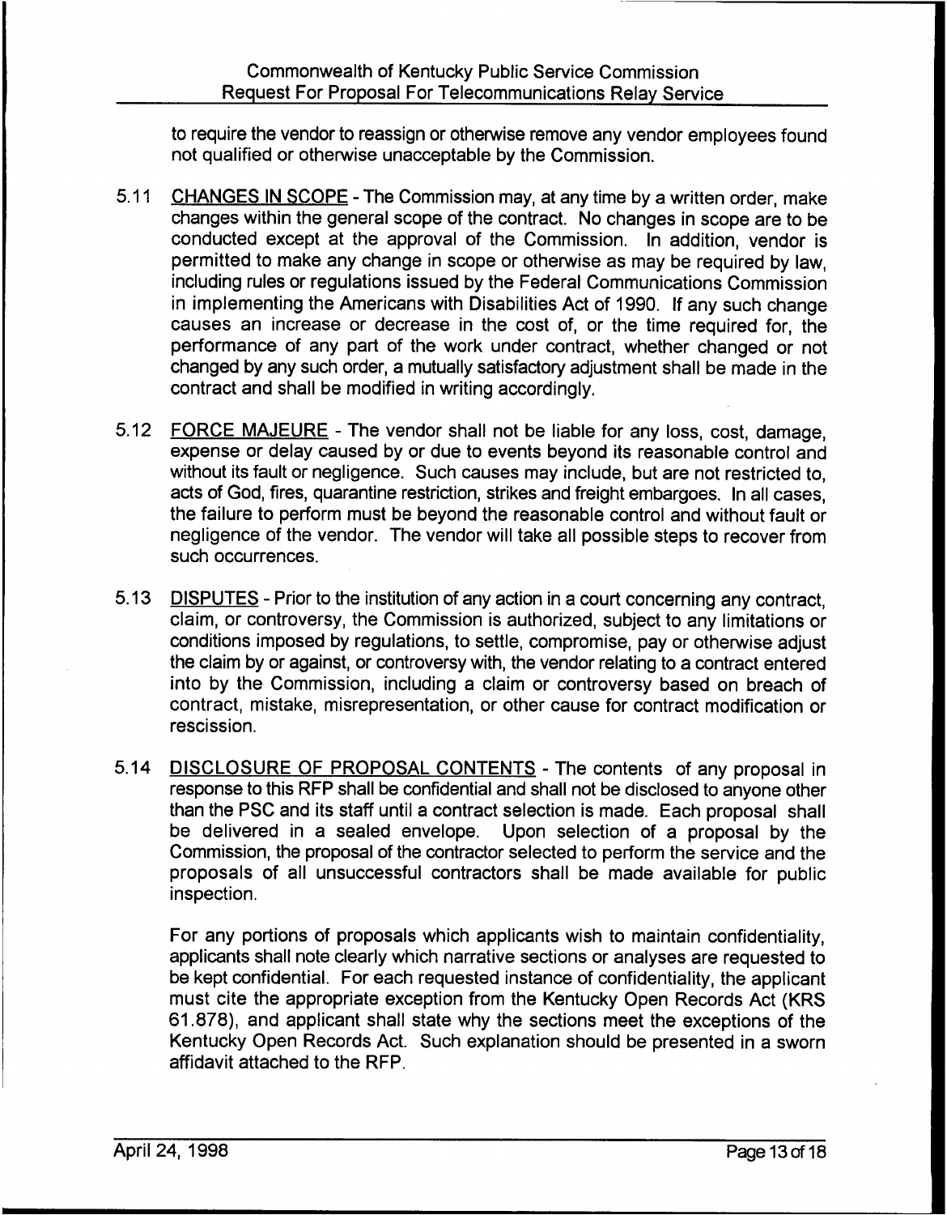to require the vendor to reassign or otherwise remove any vendor employees found not qualified or otherwise unacceptable by the Commission.

5.11 CHANGES IN SCOPE - The Commission may, at any time by a written order, make changes within the general scope of the contract. No changes in scope are to be conducted except at the approval of the Commission. In addition, vendor is permitted to make any change in scope or otherwise as may be required by law, including rules or regulations issued by the Federal Communications Commission in implementing the Americans with Disabilities Act of 1990. If any such change causes an increase or decrease in the cost of, or the time required for, the performance of any part of the work under contract, whether changed or not changed by any such order, a mutually satisfactory adjustment shall be made in the contract and shall be modified in writing accordingly.

5.12 FORCE MAJEURE - The vendor shall not be liable for any loss, cost, damage, expense or delay caused by or due to events beyond its reasonable control and without its fault or negligence. Such causes may include, but are not restricted to, acts of God, fires, quarantine restriction, strikes and freight embargoes. In all cases, the failure to perform must be beyond the reasonable control and without fault or negligence of the vendor. The vendor will take all possible steps to recover from such occurrences.

5.13 DISPUTES - Prior to the institution of any action in a court concerning any contract, claim, or controversy, the Commission is authorized, subject to any limitations or conditions imposed by regulations, to settle, compromise, pay or otherwise adjust the claim by or against, or controversy with, the vendor relating to a contract entered into by the Commission, including a claim or controversy based on breach of contract, mistake, misrepresentation, or other cause for contract modification or rescission.

5.14 DISCLOSURE OF PROPOSAL CONTENTS - The contents of any proposal in response to this RFP shall be confidential and shall not be disclosed to anyone other than the PSC and its staff until a contract selection is made. Each proposal shall be delivered in a sealed envelope. Upon selection of a proposal by the Commission, the proposal of the contractor selected to perform the service and the proposals of all unsuccessful contractors shall be made available for public inspection.

For any portions of proposals which applicants wish to maintain confidentiality, applicants shall note clearly which narrative sections or analyses are requested to be kept confidential. For each requested instance of confidentiality, the applicant must cite the appropriate exception from the Kentucky Open Records Act (KRS 61.878), and applicant shall state why the sections meet the exceptions of the Kentucky Open Records Act. Such explanation should be presented in a sworn affidavit attached to the RFP.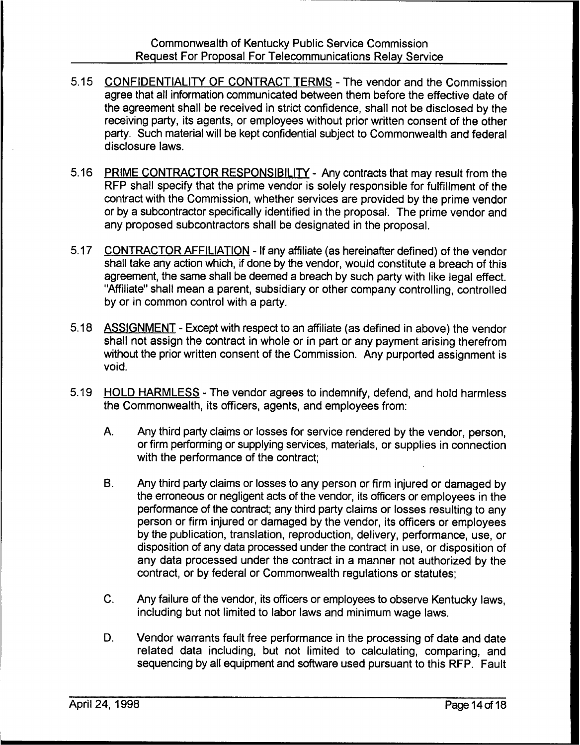5.15 CONFIDENTIALITY OF CONTRACT TERMS - The vendor and the Commission agree that all information communicated between them before the effective date of the agreement shall be received in strict confidence, shall not be disclosed by the receiving party, its agents, or employees without prior written consent of the other party. Such material will be kept confidential subject to Commonwealth and federal disclosure laws.

5.16 PRIME CONTRACTOR RESPONSIBILITY - Any contracts that may result from the RFP shall specify that the prime vendor is solely responsible for fulfillment of the contract with the Commission, whether services are provided by the prime vendor or by a subcontractor specifically identified in the proposal. The prime vendor and any proposed subcontractors shall be designated in the proposal.

5.17 CONTRACTOR AFFILIATION - If any affiliate (as hereinafter defined) of the vendor shall take any action which, if done by the vendor, would constitute a breach of this agreement, the same shall be deemed a breach by such party with like legal effect. "Affiliate" shall mean a parent, subsidiary or other company controlling, controlled by or in common control with a party.

5.18 ASSIGNMENT - Except with respect to an affiliate (as defined in above) the vendor shall not assign the contract in whole or in part or any payment arising therefrom without the prior written consent of the Commission. Any purported assignment is void.

5.19 HOLD HARMLESS - The vendor agrees to indemnify, defend, and hold harmless the Commonwealth, its officers, agents, and employees from:

A. Any third party claims or losses for service rendered by the vendor, person, or firm performing or supplying services, materials, or supplies in connection with the performance of the contract;

B. Any third party claims or losses to any person or firm injured or damaged by the erroneous or negligent acts of the vendor, its officers or employees in the performance of the contract; any third party claims or losses resulting to any person or firm injured or damaged by the vendor, its officers or employees by the publication, translation, reproduction, delivery, performance, use, or disposition of any data processed under the contract in use, or disposition of any data processed under the contract in a manner not authorized by the contract, or by federal or Commonwealth regulations or statutes;

C. Any failure of the vendor, its officers or employees to observe Kentucky laws, including but not limited to labor laws and minimum wage laws.

D. Vendor warrants fault free performance in the processing of date and date related data including, but not limited to calculating, comparing, and sequencing by all equipment and software used pursuant to this RFP. Fault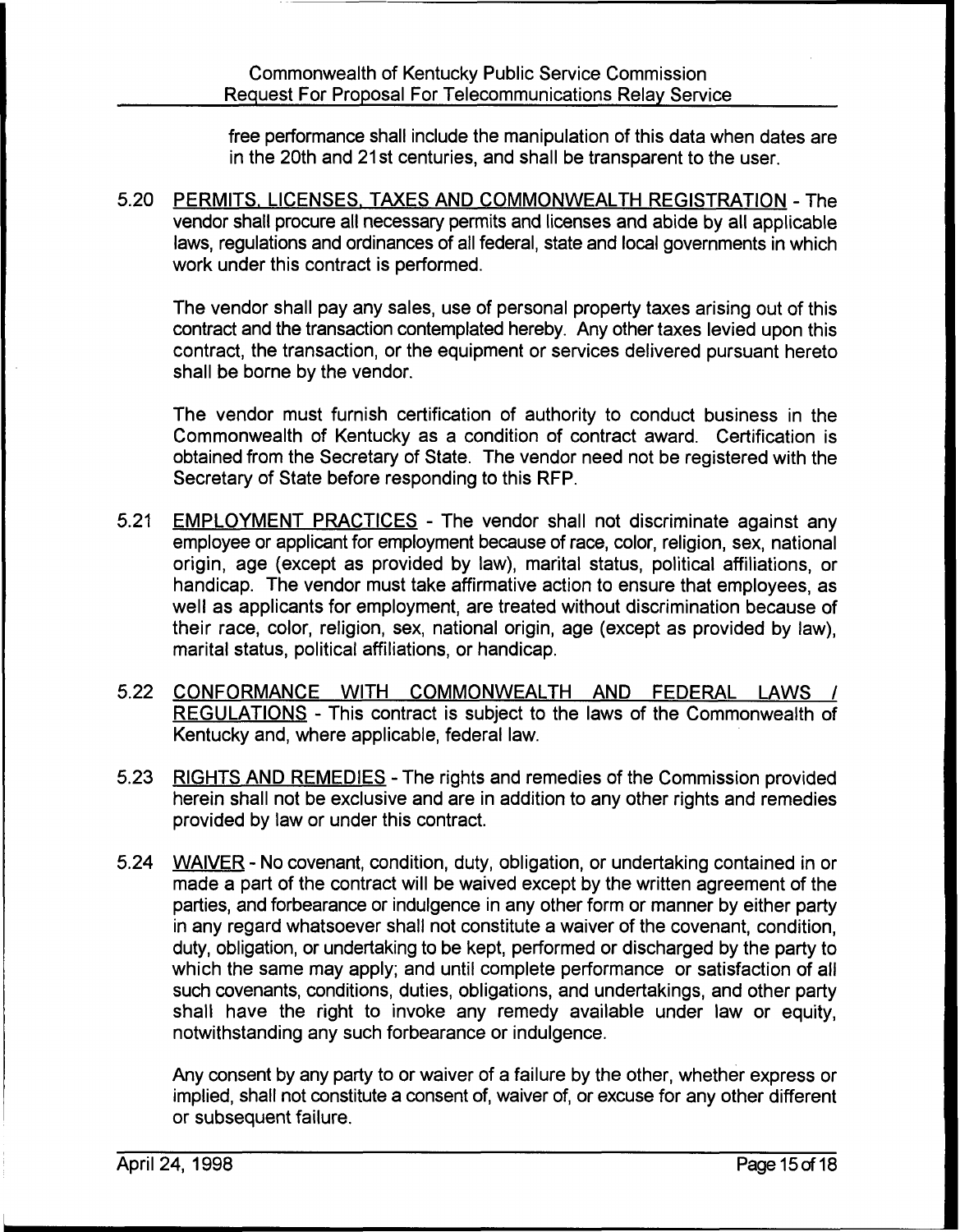free performance shall include the manipulation of this data when dates are in the 20th and 21st centuries, and shall be transparent to the user.

5.20 <u>PERMITS, LICENSES, TAXES AND COMMONWEALTH REGISTRATION</u> - The vendor shall procure all necessary permits and licenses and abide by all applicable laws, regulations and ordinances of all federal, state and local governments in which work under this contract is performed.

The vendor shall pay any sales, use of personal property taxes arising out of this contract and the transaction contemplated hereby. Any other taxes levied upon this contract, the transaction, or the equipment or services delivered pursuant hereto shall be borne by the vendor.

The vendor must furnish certification of authority to conduct business in the Commonwealth of Kentucky as a condition of contract award. Certification is obtained from the Secretary of State. The vendor need not be registered with the Secretary of State before responding to this RFP.

5.21 <u>EMPLOYMENT PRACTICES</u> - The vendor shall not discriminate against any employee or applicant for employment because of race, color, religion, sex, national origin, age (except as provided by law), marital status, political affiliations, or handicap. The vendor must take affirmative action to ensure that employees, as well as applicants for employment, are treated without discrimination because of their race, color, religion, sex, national origin, age (except as provided by law), marital status, political affiliations, or handicap.

5.22 <u>CONFORMANCE WITH COMMONWEALTH AND FEDERAL LAWS / REGULATIONS</u> - This contract is subject to the laws of the Commonwealth of Kentucky and, where applicable, federal law.

5.23 <u>RIGHTS AND REMEDIES</u> - The rights and remedies of the Commission provided herein shall not be exclusive and are in addition to any other rights and remedies provided by law or under this contract.

5.24 <u>WAIVER</u> - No covenant, condition, duty, obligation, or undertaking contained in or made a part of the contract will be waived except by the written agreement of the parties, and forbearance or indulgence in any other form or manner by either party in any regard whatsoever shall not constitute a waiver of the covenant, condition, duty, obligation, or undertaking to be kept, performed or discharged by the party to which the same may apply; and until complete performance or satisfaction of all such covenants, conditions, duties, obligations, and undertakings, and other party shall have the right to invoke any remedy available under law or equity, notwithstanding any such forbearance or indulgence.

Any consent by any party to or waiver of a failure by the other, whether express or implied, shall not constitute a consent of, waiver of, or excuse for any other different or subsequent failure.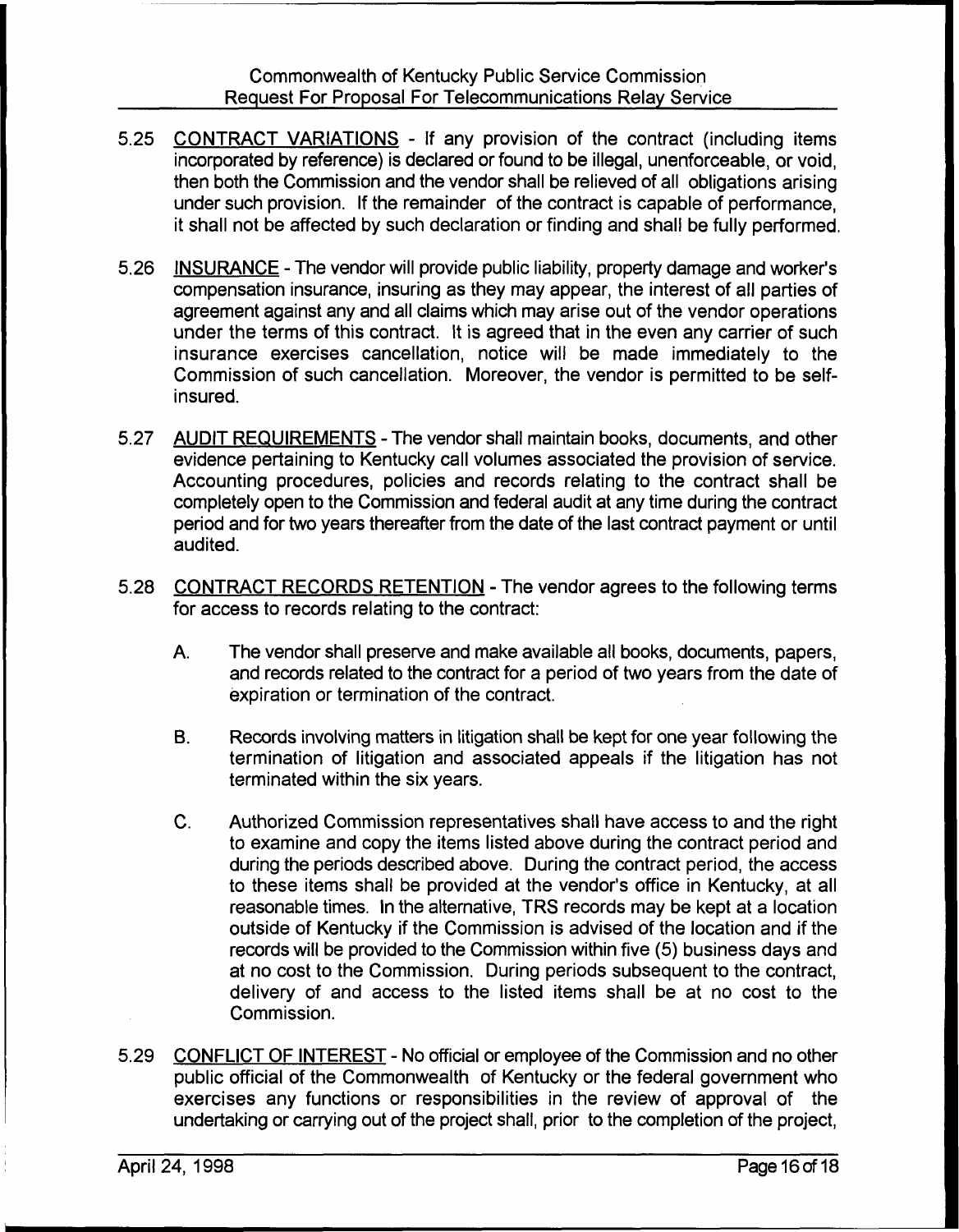5.25 <u>CONTRACT VARIATIONS</u> - If any provision of the contract (including items incorporated by reference) is declared or found to be illegal, unenforceable, or void, then both the Commission and the vendor shall be relieved of all obligations arising under such provision. If the remainder of the contract is capable of performance, it shall not be affected by such declaration or finding and shall be fully performed.

5.26 <u>INSURANCE</u> - The vendor will provide public liability, property damage and worker's compensation insurance, insuring as they may appear, the interest of all parties of agreement against any and all claims which may arise out of the vendor operations under the terms of this contract. It is agreed that in the even any carrier of such insurance exercises cancellation, notice will be made immediately to the Commission of such cancellation. Moreover, the vendor is permitted to be self-insured.

5.27 <u>AUDIT REQUIREMENTS</u> - The vendor shall maintain books, documents, and other evidence pertaining to Kentucky call volumes associated the provision of service. Accounting procedures, policies and records relating to the contract shall be completely open to the Commission and federal audit at any time during the contract period and for two years thereafter from the date of the last contract payment or until audited.

5.28 <u>CONTRACT RECORDS RETENTION</u> - The vendor agrees to the following terms for access to records relating to the contract:

A. The vendor shall preserve and make available all books, documents, papers, and records related to the contract for a period of two years from the date of expiration or termination of the contract.

B. Records involving matters in litigation shall be kept for one year following the termination of litigation and associated appeals if the litigation has not terminated within the six years.

C. Authorized Commission representatives shall have access to and the right to examine and copy the items listed above during the contract period and during the periods described above. During the contract period, the access to these items shall be provided at the vendor's office in Kentucky, at all reasonable times. In the alternative, TRS records may be kept at a location outside of Kentucky if the Commission is advised of the location and if the records will be provided to the Commission within five (5) business days and at no cost to the Commission. During periods subsequent to the contract, delivery of and access to the listed items shall be at no cost to the Commission.

5.29 <u>CONFLICT OF INTEREST</u> - No official or employee of the Commission and no other public official of the Commonwealth of Kentucky or the federal government who exercises any functions or responsibilities in the review of approval of the undertaking or carrying out of the project shall, prior to the completion of the project,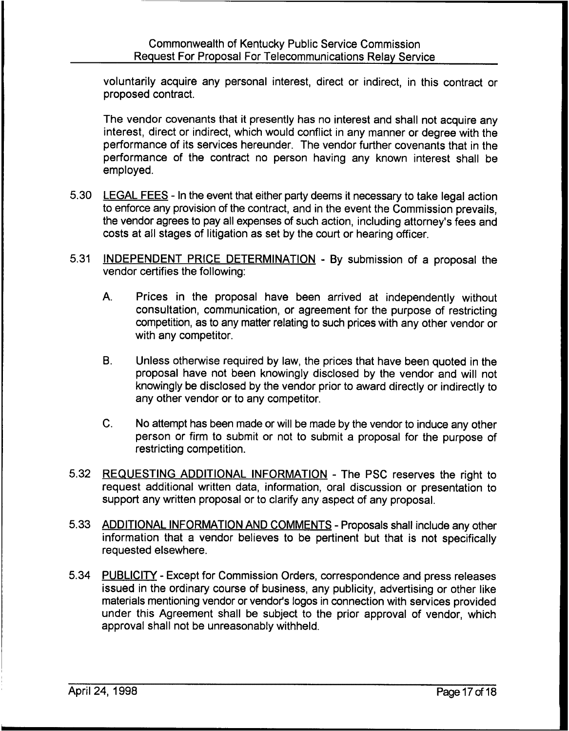voluntarily acquire any personal interest, direct or indirect, in this contract or proposed contract.

The vendor covenants that it presently has no interest and shall not acquire any interest, direct or indirect, which would conflict in any manner or degree with the performance of its services hereunder. The vendor further covenants that in the performance of the contract no person having any known interest shall be employed.

5.30 LEGAL FEES - In the event that either party deems it necessary to take legal action to enforce any provision of the contract, and in the event the Commission prevails, the vendor agrees to pay all expenses of such action, including attorney's fees and costs at all stages of litigation as set by the court or hearing officer.

5.31 INDEPENDENT PRICE DETERMINATION - By submission of a proposal the vendor certifies the following:

A. Prices in the proposal have been arrived at independently without consultation, communication, or agreement for the purpose of restricting competition, as to any matter relating to such prices with any other vendor or with any competitor.

B. Unless otherwise required by law, the prices that have been quoted in the proposal have not been knowingly disclosed by the vendor and will not knowingly be disclosed by the vendor prior to award directly or indirectly to any other vendor or to any competitor.

C. No attempt has been made or will be made by the vendor to induce any other person or firm to submit or not to submit a proposal for the purpose of restricting competition.

5.32 REQUESTING ADDITIONAL INFORMATION - The PSC reserves the right to request additional written data, information, oral discussion or presentation to support any written proposal or to clarify any aspect of any proposal.

5.33 ADDITIONAL INFORMATION AND COMMENTS - Proposals shall include any other information that a vendor believes to be pertinent but that is not specifically requested elsewhere.

5.34 PUBLICITY - Except for Commission Orders, correspondence and press releases issued in the ordinary course of business, any publicity, advertising or other like materials mentioning vendor or vendor's logos in connection with services provided under this Agreement shall be subject to the prior approval of vendor, which approval shall not be unreasonably withheld.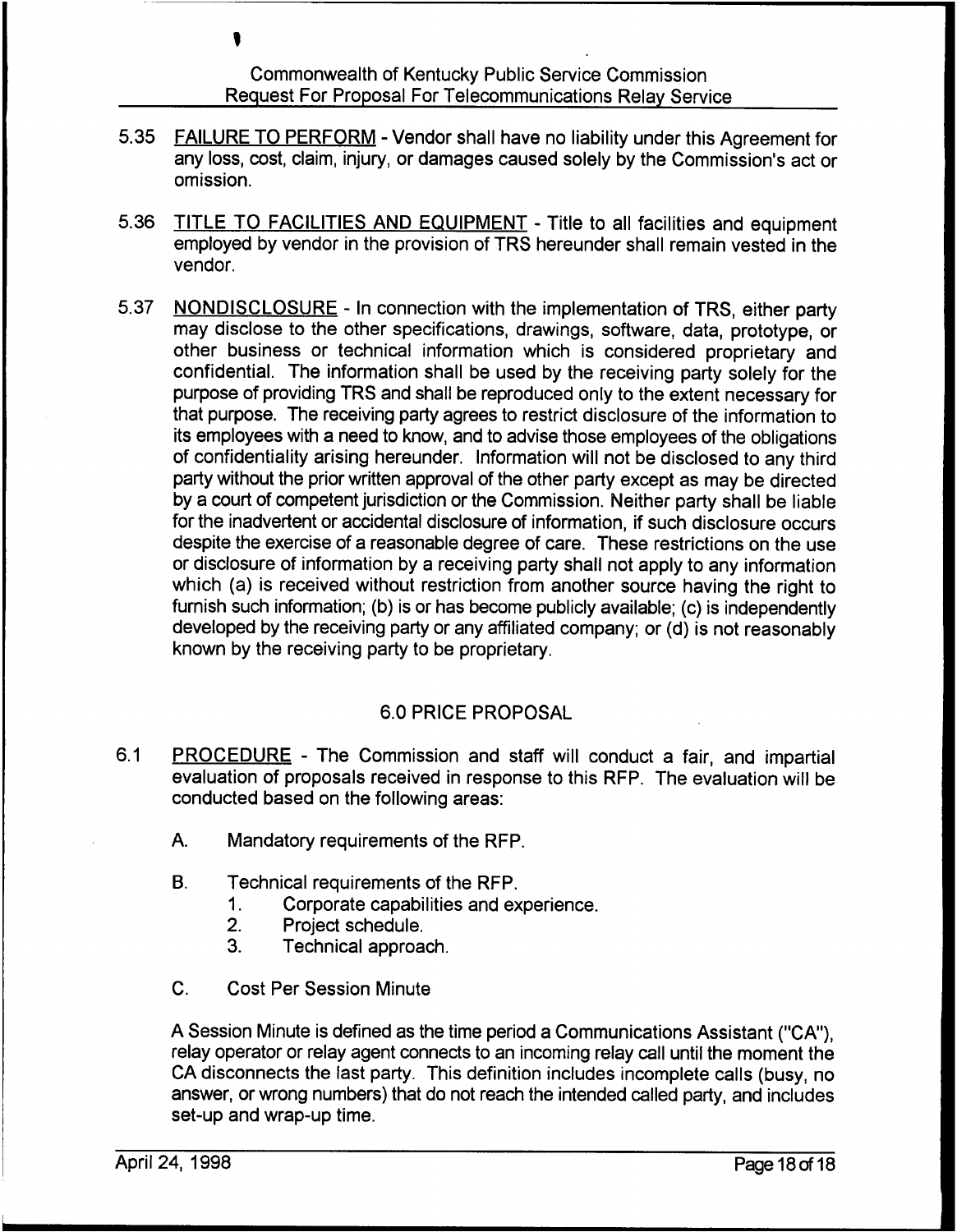5.35 FAILURE TO PERFORM - Vendor shall have no liability under this Agreement for any loss, cost, claim, injury, or damages caused solely by the Commission's act or omission.

5.36 TITLE TO FACILITIES AND EQUIPMENT - Title to all facilities and equipment employed by vendor in the provision of TRS hereunder shall remain vested in the vendor.

5.37 NONDISCLOSURE - In connection with the implementation of TRS, either party may disclose to the other specifications, drawings, software, data, prototype, or other business or technical information which is considered proprietary and confidential. The information shall be used by the receiving party solely for the purpose of providing TRS and shall be reproduced only to the extent necessary for that purpose. The receiving party agrees to restrict disclosure of the information to its employees with a need to know, and to advise those employees of the obligations of confidentiality arising hereunder. Information will not be disclosed to any third party without the prior written approval of the other party except as may be directed by a court of competent jurisdiction or the Commission. Neither party shall be liable for the inadvertent or accidental disclosure of information, if such disclosure occurs despite the exercise of a reasonable degree of care. These restrictions on the use or disclosure of information by a receiving party shall not apply to any information which (a) is received without restriction from another source having the right to furnish such information; (b) is or has become publicly available; (c) is independently developed by the receiving party or any affiliated company; or (d) is not reasonably known by the receiving party to be proprietary.

## 6.0 PRICE PROPOSAL

6.1 PROCEDURE - The Commission and staff will conduct a fair, and impartial evaluation of proposals received in response to this RFP. The evaluation will be conducted based on the following areas:

A. Mandatory requirements of the RFP.

B. Technical requirements of the RFP.
   1. Corporate capabilities and experience.
   2. Project schedule.
   3. Technical approach.

C. Cost Per Session Minute

A Session Minute is defined as the time period a Communications Assistant ("CA"), relay operator or relay agent connects to an incoming relay call until the moment the CA disconnects the last party. This definition includes incomplete calls (busy, no answer, or wrong numbers) that do not reach the intended called party, and includes set-up and wrap-up time.